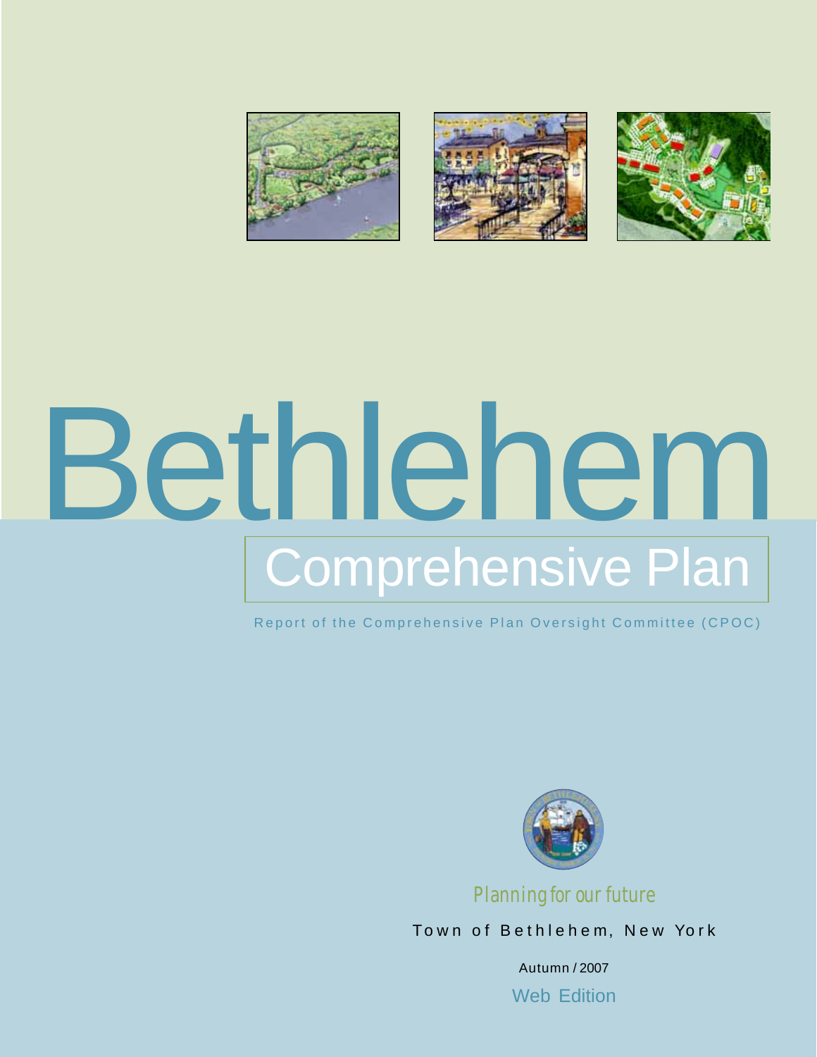# Bethlehem

## Comprehensive Plan

Report of the Comprehensive Plan Oversight Committee (CPOC)

*Planning for our future*

Town of Bethlehem, New York

Autumn / 2007

Web Edition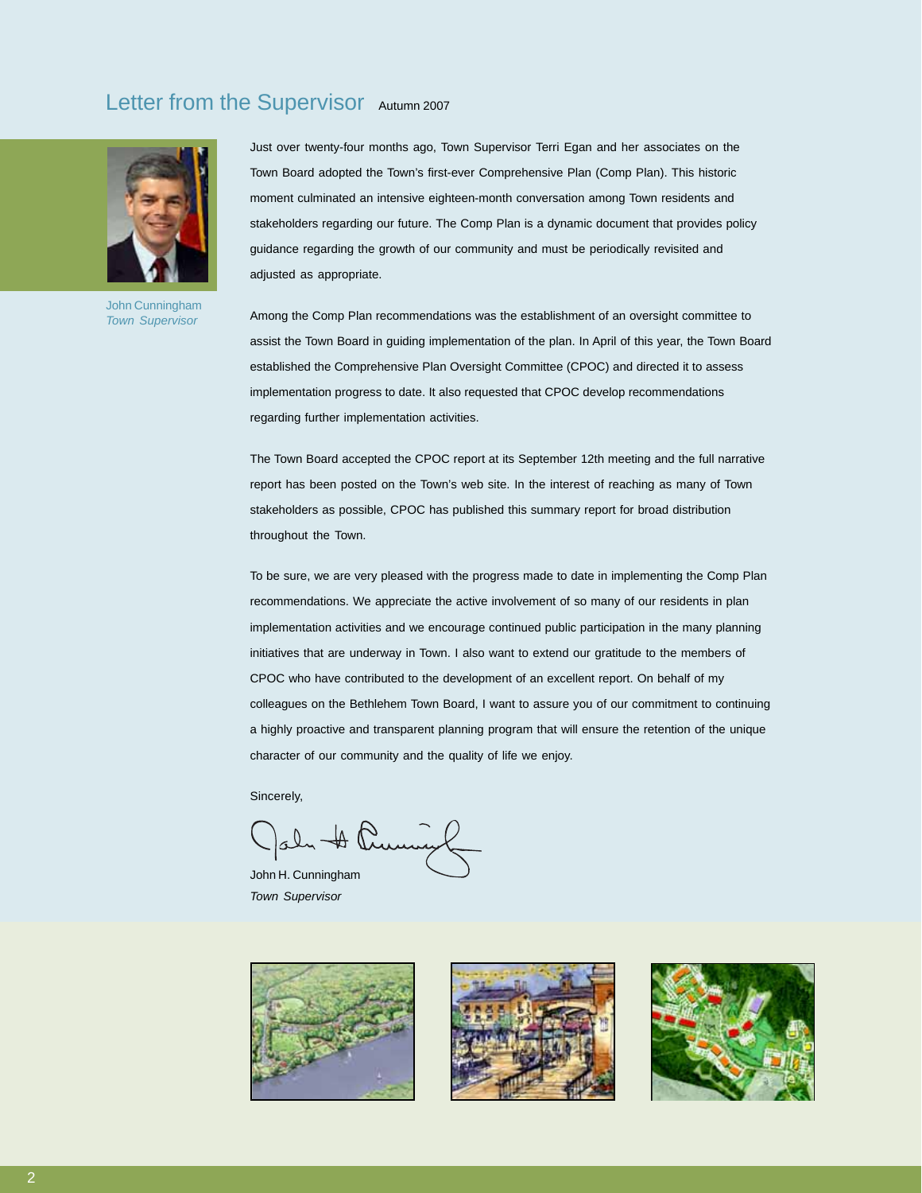## Letter from the Supervisor Autumn 2007

John Cunningham
*Town Supervisor*

Just over twenty-four months ago, Town Supervisor Terri Egan and her associates on the Town Board adopted the Town's first-ever Comprehensive Plan (Comp Plan). This historic moment culminated an intensive eighteen-month conversation among Town residents and stakeholders regarding our future. The Comp Plan is a dynamic document that provides policy guidance regarding the growth of our community and must be periodically revisited and adjusted as appropriate.

Among the Comp Plan recommendations was the establishment of an oversight committee to assist the Town Board in guiding implementation of the plan. In April of this year, the Town Board established the Comprehensive Plan Oversight Committee (CPOC) and directed it to assess implementation progress to date. It also requested that CPOC develop recommendations regarding further implementation activities.

The Town Board accepted the CPOC report at its September 12th meeting and the full narrative report has been posted on the Town's web site. In the interest of reaching as many of Town stakeholders as possible, CPOC has published this summary report for broad distribution throughout the Town.

To be sure, we are very pleased with the progress made to date in implementing the Comp Plan recommendations. We appreciate the active involvement of so many of our residents in plan implementation activities and we encourage continued public participation in the many planning initiatives that are underway in Town. I also want to extend our gratitude to the members of CPOC who have contributed to the development of an excellent report. On behalf of my colleagues on the Bethlehem Town Board, I want to assure you of our commitment to continuing a highly proactive and transparent planning program that will ensure the retention of the unique character of our community and the quality of life we enjoy.

Sincerely,

John H. Cunningham
*Town Supervisor*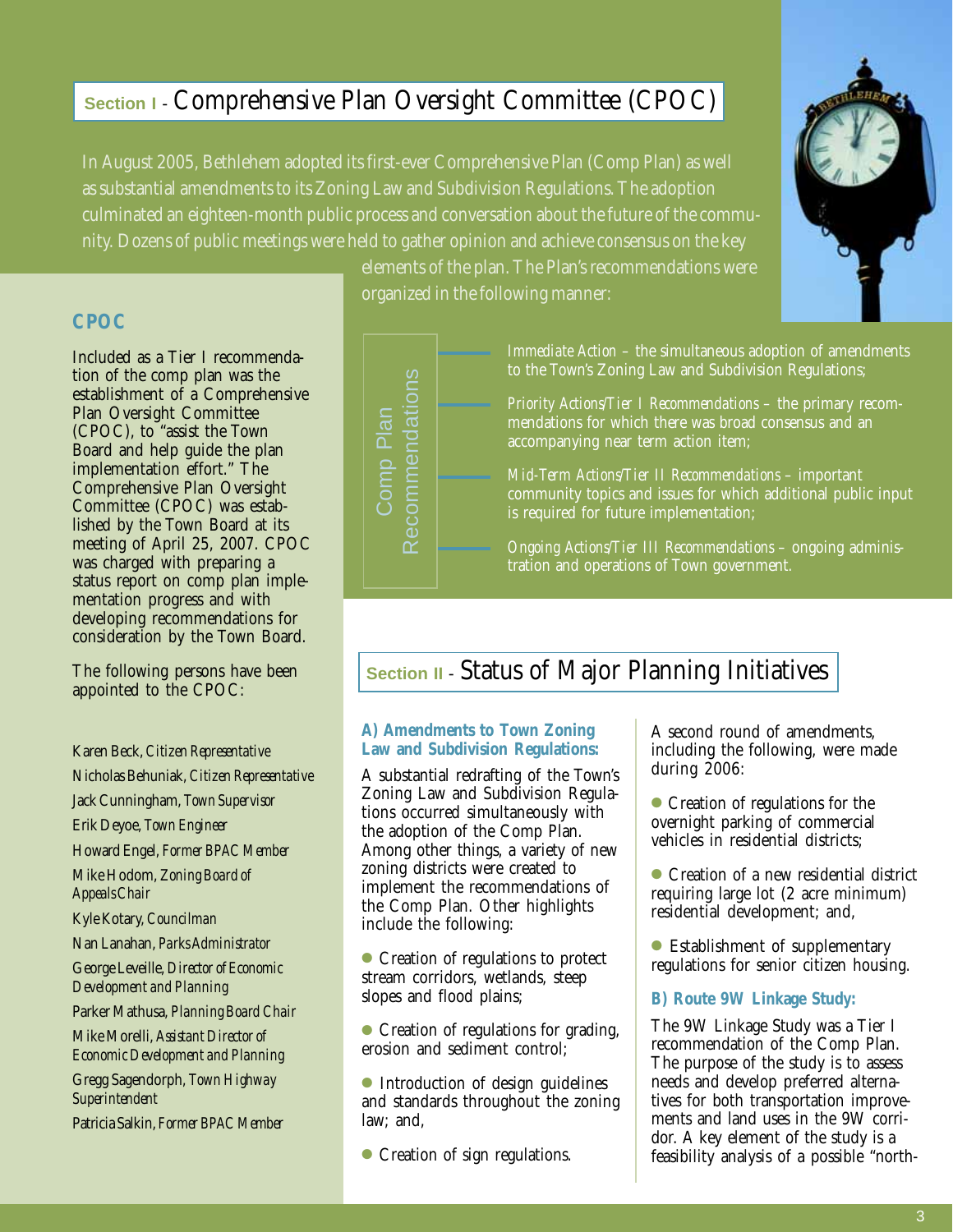## Section I - Comprehensive Plan Oversight Committee (CPOC)

In August 2005, Bethlehem adopted its first-ever Comprehensive Plan (Comp Plan) as well as substantial amendments to its Zoning Law and Subdivision Regulations. The adoption culminated an eighteen-month public process and conversation about the future of the community. Dozens of public meetings were held to gather opinion and achieve consensus on the key elements of the plan. The Plan's recommendations were organized in the following manner:

**Comp Plan Recommendations**

- *Immediate Action* – the simultaneous adoption of amendments to the Town's Zoning Law and Subdivision Regulations;
- *Priority Actions/Tier I Recommendations* – the primary recommendations for which there was broad consensus and an accompanying near term action item;
- *Mid-Term Actions/Tier II Recommendations* – important community topics and issues for which additional public input is required for future implementation;
- *Ongoing Actions/Tier III Recommendations* – ongoing administration and operations of Town government.

### CPOC

Included as a Tier I recommendation of the comp plan was the establishment of a Comprehensive Plan Oversight Committee (CPOC), to "assist the Town Board and help guide the plan implementation effort." The Comprehensive Plan Oversight Committee (CPOC) was established by the Town Board at its meeting of April 25, 2007. CPOC was charged with preparing a status report on comp plan implementation progress and with developing recommendations for consideration by the Town Board.

The following persons have been appointed to the CPOC:

Karen Beck, *Citizen Representative*
Nicholas Behuniak, *Citizen Representative*
Jack Cunningham, *Town Supervisor*
Erik Deyoe, *Town Engineer*
Howard Engel, *Former BPAC Member*
Mike Hodom, *Zoning Board of Appeals Chair*
Kyle Kotary, *Councilman*
Nan Lanahan, *Parks Administrator*
George Leveille, *Director of Economic Development and Planning*
Parker Mathusa, *Planning Board Chair*
Mike Morelli, *Assistant Director of Economic Development and Planning*
Gregg Sagendorph, *Town Highway Superintendent*
Patricia Salkin, *Former BPAC Member*

## Section II - Status of Major Planning Initiatives

### A) Amendments to Town Zoning Law and Subdivision Regulations:

A substantial redrafting of the Town's Zoning Law and Subdivision Regulations occurred simultaneously with the adoption of the Comp Plan. Among other things, a variety of new zoning districts were created to implement the recommendations of the Comp Plan. Other highlights include the following:

- Creation of regulations to protect stream corridors, wetlands, steep slopes and flood plains;
- Creation of regulations for grading, erosion and sediment control;
- Introduction of design guidelines and standards throughout the zoning law; and,
- Creation of sign regulations.

A second round of amendments, including the following, were made during 2006:

- Creation of regulations for the overnight parking of commercial vehicles in residential districts;
- Creation of a new residential district requiring large lot (2 acre minimum) residential development; and,
- Establishment of supplementary regulations for senior citizen housing.

### B) Route 9W Linkage Study:

The 9W Linkage Study was a Tier I recommendation of the Comp Plan. The purpose of the study is to assess needs and develop preferred alternatives for both transportation improvements and land uses in the 9W corridor. A key element of the study is a feasibility analysis of a possible "north-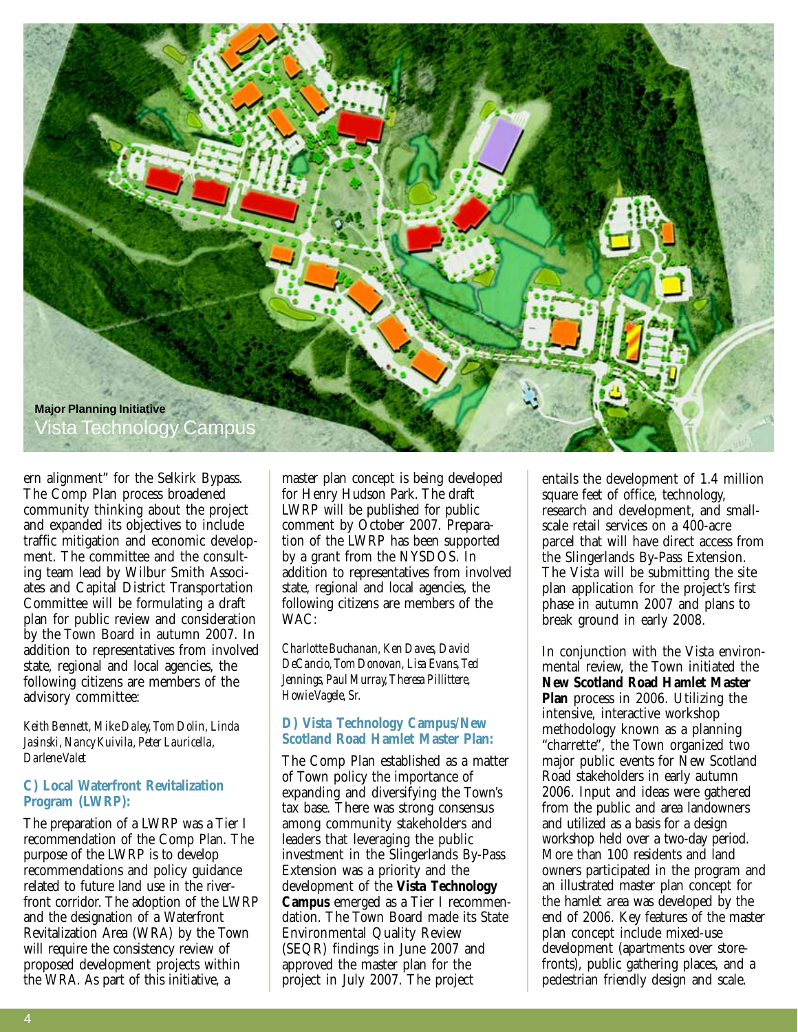**Major Planning Initiative**
Vista Technology Campus

ern alignment" for the Selkirk Bypass. The Comp Plan process broadened community thinking about the project and expanded its objectives to include traffic mitigation and economic development. The committee and the consulting team lead by Wilbur Smith Associates and Capital District Transportation Committee will be formulating a draft plan for public review and consideration by the Town Board in autumn 2007. In addition to representatives from involved state, regional and local agencies, the following citizens are members of the advisory committee:

*Keith Bennett, Mike Daley, Tom Dolin, Linda Jasinski, Nancy Kuivila, Peter Lauricella, Darlene Valet*

### C) Local Waterfront Revitalization Program (LWRP):

The preparation of a LWRP was a Tier I recommendation of the Comp Plan. The purpose of the LWRP is to develop recommendations and policy guidance related to future land use in the riverfront corridor. The adoption of the LWRP and the designation of a Waterfront Revitalization Area (WRA) by the Town will require the consistency review of proposed development projects within the WRA. As part of this initiative, a master plan concept is being developed for Henry Hudson Park. The draft LWRP will be published for public comment by October 2007. Preparation of the LWRP has been supported by a grant from the NYSDOS. In addition to representatives from involved state, regional and local agencies, the following citizens are members of the WAC:

*Charlotte Buchanan, Ken Daves, David DeCancio, Tom Donovan, Lisa Evans, Ted Jennings, Paul Murray, Theresa Pillittere, Howie Vagele, Sr.*

### D) Vista Technology Campus/New Scotland Road Hamlet Master Plan:

The Comp Plan established as a matter of Town policy the importance of expanding and diversifying the Town's tax base. There was strong consensus among community stakeholders and leaders that leveraging the public investment in the Slingerlands By-Pass Extension was a priority and the development of the **Vista Technology Campus** emerged as a Tier I recommendation. The Town Board made its State Environmental Quality Review (SEQR) findings in June 2007 and approved the master plan for the project in July 2007. The project entails the development of 1.4 million square feet of office, technology, research and development, and small-scale retail services on a 400-acre parcel that will have direct access from the Slingerlands By-Pass Extension. The Vista will be submitting the site plan application for the project's first phase in autumn 2007 and plans to break ground in early 2008.

In conjunction with the Vista environmental review, the Town initiated the **New Scotland Road Hamlet Master Plan** process in 2006. Utilizing the intensive, interactive workshop methodology known as a planning "charrette", the Town organized two major public events for New Scotland Road stakeholders in early autumn 2006. Input and ideas were gathered from the public and area landowners and utilized as a basis for a design workshop held over a two-day period. More than 100 residents and land owners participated in the program and an illustrated master plan concept for the hamlet area was developed by the end of 2006. Key features of the master plan concept include mixed-use development (apartments over storefronts), public gathering places, and a pedestrian friendly design and scale.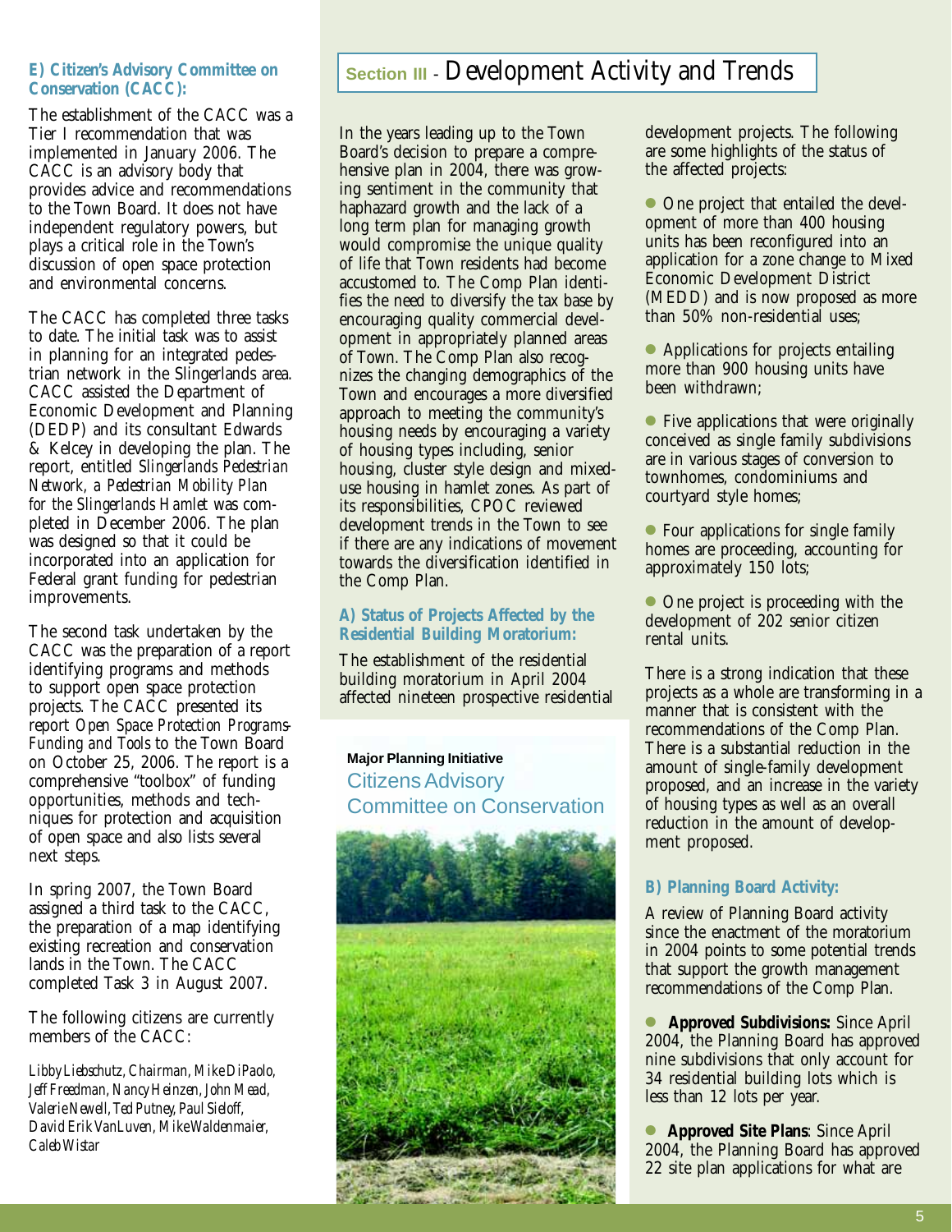### E) Citizen's Advisory Committee on Conservation (CACC):

The establishment of the CACC was a Tier I recommendation that was implemented in January 2006. The CACC is an advisory body that provides advice and recommendations to the Town Board. It does not have independent regulatory powers, but plays a critical role in the Town's discussion of open space protection and environmental concerns.

The CACC has completed three tasks to date. The initial task was to assist in planning for an integrated pedestrian network in the Slingerlands area. CACC assisted the Department of Economic Development and Planning (DEDP) and its consultant Edwards & Kelcey in developing the plan. The report, entitled *Slingerlands Pedestrian Network, a Pedestrian Mobility Plan for the Slingerlands Hamlet* was completed in December 2006. The plan was designed so that it could be incorporated into an application for Federal grant funding for pedestrian improvements.

The second task undertaken by the CACC was the preparation of a report identifying programs and methods to support open space protection projects. The CACC presented its report *Open Space Protection Programs-Funding and Tools* to the Town Board on October 25, 2006. The report is a comprehensive "toolbox" of funding opportunities, methods and techniques for protection and acquisition of open space and also lists several next steps.

In spring 2007, the Town Board assigned a third task to the CACC, the preparation of a map identifying existing recreation and conservation lands in the Town. The CACC completed Task 3 in August 2007.

The following citizens are currently members of the CACC:

*Libby Liebschutz, Chairman, Mike DiPaolo, Jeff Freedman, Nancy Heinzen, John Mead, Valerie Newell, Ted Putney, Paul Sieloff, David Erik VanLuven, Mike Waldenmaier, Caleb Wistar*

## Section III - Development Activity and Trends

In the years leading up to the Town Board's decision to prepare a comprehensive plan in 2004, there was growing sentiment in the community that haphazard growth and the lack of a long term plan for managing growth would compromise the unique quality of life that Town residents had become accustomed to. The Comp Plan identifies the need to diversify the tax base by encouraging quality commercial development in appropriately planned areas of Town. The Comp Plan also recognizes the changing demographics of the Town and encourages a more diversified approach to meeting the community's housing needs by encouraging a variety of housing types including, senior housing, cluster style design and mixed-use housing in hamlet zones. As part of its responsibilities, CPOC reviewed development trends in the Town to see if there are any indications of movement towards the diversification identified in the Comp Plan.

### A) Status of Projects Affected by the Residential Building Moratorium:

The establishment of the residential building moratorium in April 2004 affected nineteen prospective residential development projects. The following are some highlights of the status of the affected projects:

- One project that entailed the development of more than 400 housing units has been reconfigured into an application for a zone change to Mixed Economic Development District (MEDD) and is now proposed as more than 50% non-residential uses;
- Applications for projects entailing more than 900 housing units have been withdrawn;
- Five applications that were originally conceived as single family subdivisions are in various stages of conversion to townhomes, condominiums and courtyard style homes;
- Four applications for single family homes are proceeding, accounting for approximately 150 lots;
- One project is proceeding with the development of 202 senior citizen rental units.

There is a strong indication that these projects as a whole are transforming in a manner that is consistent with the recommendations of the Comp Plan. There is a substantial reduction in the amount of single-family development proposed, and an increase in the variety of housing types as well as an overall reduction in the amount of development proposed.

**Major Planning Initiative**
Citizens Advisory Committee on Conservation

### B) Planning Board Activity:

A review of Planning Board activity since the enactment of the moratorium in 2004 points to some potential trends that support the growth management recommendations of the Comp Plan.

- **Approved Subdivisions:** Since April 2004, the Planning Board has approved nine subdivisions that only account for 34 residential building lots which is less than 12 lots per year.
- **Approved Site Plans**: Since April 2004, the Planning Board has approved 22 site plan applications for what are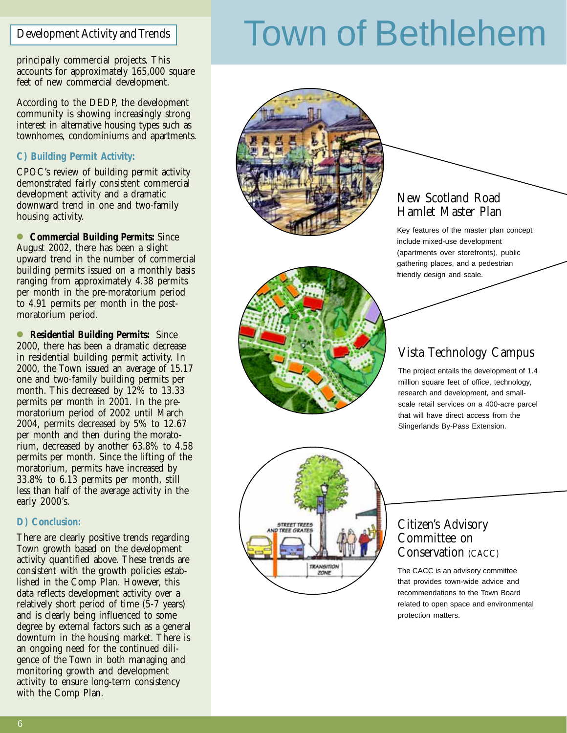Development Activity and Trends

principally commercial projects. This accounts for approximately 165,000 square feet of new commercial development.

According to the DEDP, the development community is showing increasingly strong interest in alternative housing types such as townhomes, condominiums and apartments.

### C) Building Permit Activity:

CPOC's review of building permit activity demonstrated fairly consistent commercial development activity and a dramatic downward trend in one and two-family housing activity.

- **Commercial Building Permits:** Since August 2002, there has been a slight upward trend in the number of commercial building permits issued on a monthly basis ranging from approximately 4.38 permits per month in the pre-moratorium period to 4.91 permits per month in the post-moratorium period.

- **Residential Building Permits:** Since 2000, there has been a dramatic decrease in residential building permit activity. In 2000, the Town issued an average of 15.17 one and two-family building permits per month. This decreased by 12% to 13.33 permits per month in 2001. In the pre-moratorium period of 2002 until March 2004, permits decreased by 5% to 12.67 per month and then during the moratorium, decreased by another 63.8% to 4.58 permits per month. Since the lifting of the moratorium, permits have increased by 33.8% to 6.13 permits per month, still less than half of the average activity in the early 2000's.

### D) Conclusion:

There are clearly positive trends regarding Town growth based on the development activity quantified above. These trends are consistent with the growth policies established in the Comp Plan. However, this data reflects development activity over a relatively short period of time (5-7 years) and is clearly being influenced to some degree by external factors such as a general downturn in the housing market. There is an ongoing need for the continued diligence of the Town in both managing and monitoring growth and development activity to ensure long-term consistency with the Comp Plan.

# Town of Bethlehem

## New Scotland Road Hamlet Master Plan

Key features of the master plan concept include mixed-use development (apartments over storefronts), public gathering places, and a pedestrian friendly design and scale.

## Vista Technology Campus

The project entails the development of 1.4 million square feet of office, technology, research and development, and small-scale retail services on a 400-acre parcel that will have direct access from the Slingerlands By-Pass Extension.

## Citizen's Advisory Committee on Conservation (CACC)

The CACC is an advisory committee that provides town-wide advice and recommendations to the Town Board related to open space and environmental protection matters.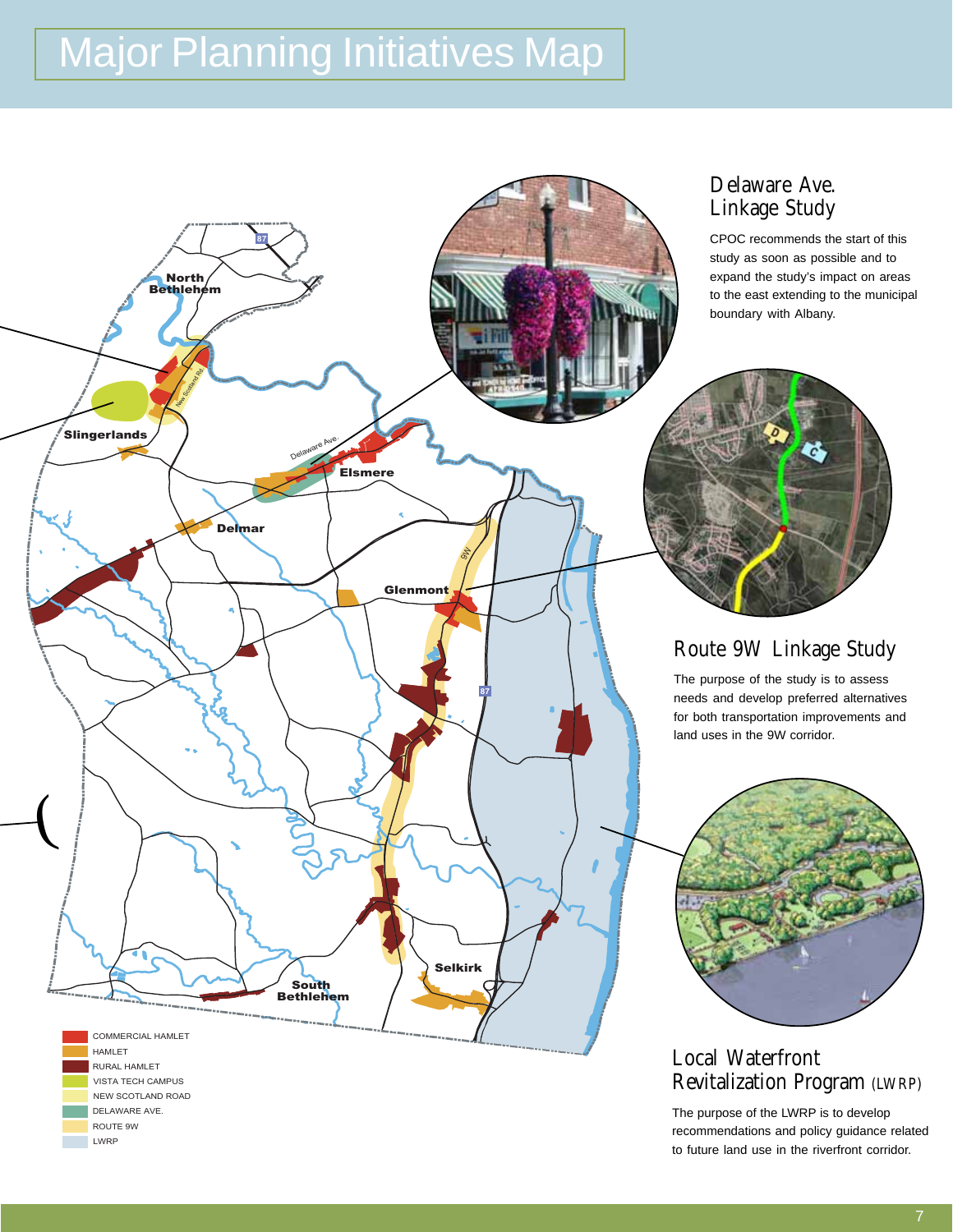# Major Planning Initiatives Map

North Bethlehem

Slingerlands

Delaware Ave.

Elsmere

Delmar

Glenmont

9W

87

South Bethlehem

Selkirk

New Scotland Rd.

| | |
|---|---|
| | COMMERCIAL HAMLET |
| | HAMLET |
| | RURAL HAMLET |
| | VISTA TECH CAMPUS |
| | NEW SCOTLAND ROAD |
| | DELAWARE AVE. |
| | ROUTE 9W |
| | LWRP |

## Delaware Ave. Linkage Study

CPOC recommends the start of this study as soon as possible and to expand the study's impact on areas to the east extending to the municipal boundary with Albany.

## Route 9W Linkage Study

The purpose of the study is to assess needs and develop preferred alternatives for both transportation improvements and land uses in the 9W corridor.

## Local Waterfront Revitalization Program (LWRP)

The purpose of the LWRP is to develop recommendations and policy guidance related to future land use in the riverfront corridor.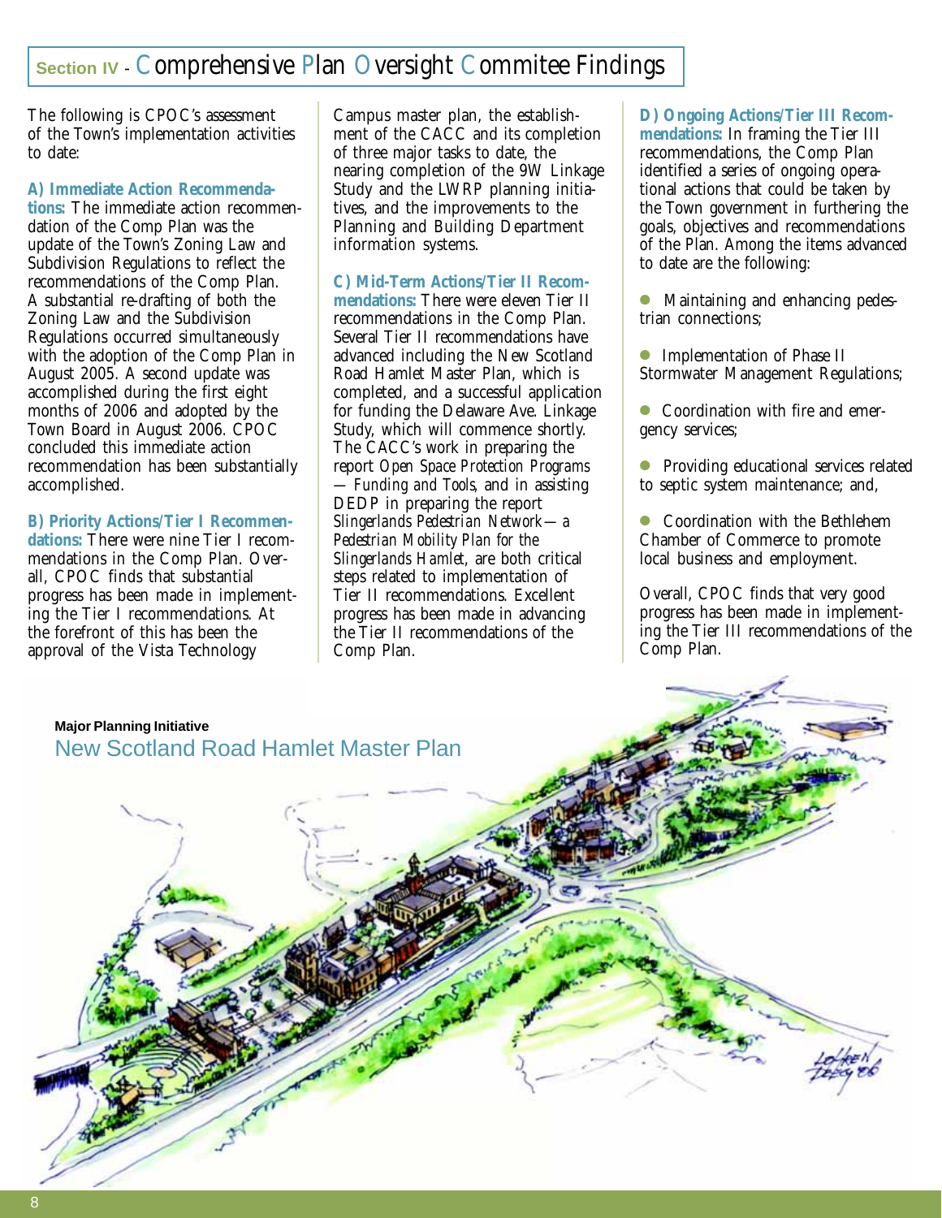## Section IV - Comprehensive Plan Oversight Commitee Findings

The following is CPOC's assessment of the Town's implementation activities to date:

**A) Immediate Action Recommendations:** The immediate action recommendation of the Comp Plan was the update of the Town's Zoning Law and Subdivision Regulations to reflect the recommendations of the Comp Plan. A substantial re-drafting of both the Zoning Law and the Subdivision Regulations occurred simultaneously with the adoption of the Comp Plan in August 2005. A second update was accomplished during the first eight months of 2006 and adopted by the Town Board in August 2006. CPOC concluded this immediate action recommendation has been substantially accomplished.

**B) Priority Actions/Tier I Recommendations:** There were nine Tier I recommendations in the Comp Plan. Overall, CPOC finds that substantial progress has been made in implementing the Tier I recommendations. At the forefront of this has been the approval of the Vista Technology Campus master plan, the establishment of the CACC and its completion of three major tasks to date, the nearing completion of the 9W Linkage Study and the LWRP planning initiatives, and the improvements to the Planning and Building Department information systems.

**C) Mid-Term Actions/Tier II Recommendations:** There were eleven Tier II recommendations in the Comp Plan. Several Tier II recommendations have advanced including the New Scotland Road Hamlet Master Plan, which is completed, and a successful application for funding the Delaware Ave. Linkage Study, which will commence shortly. The CACC's work in preparing the report *Open Space Protection Programs — Funding and Tools*, and in assisting DEDP in preparing the report *Slingerlands Pedestrian Network—a Pedestrian Mobility Plan for the Slingerlands Hamlet*, are both critical steps related to implementation of Tier II recommendations. Excellent progress has been made in advancing the Tier II recommendations of the Comp Plan.

**D) Ongoing Actions/Tier III Recommendations:** In framing the Tier III recommendations, the Comp Plan identified a series of ongoing operational actions that could be taken by the Town government in furthering the goals, objectives and recommendations of the Plan. Among the items advanced to date are the following:

- Maintaining and enhancing pedestrian connections;
- Implementation of Phase II Stormwater Management Regulations;
- Coordination with fire and emergency services;
- Providing educational services related to septic system maintenance; and,
- Coordination with the Bethlehem Chamber of Commerce to promote local business and employment.

Overall, CPOC finds that very good progress has been made in implementing the Tier III recommendations of the Comp Plan.

**Major Planning Initiative**
New Scotland Road Hamlet Master Plan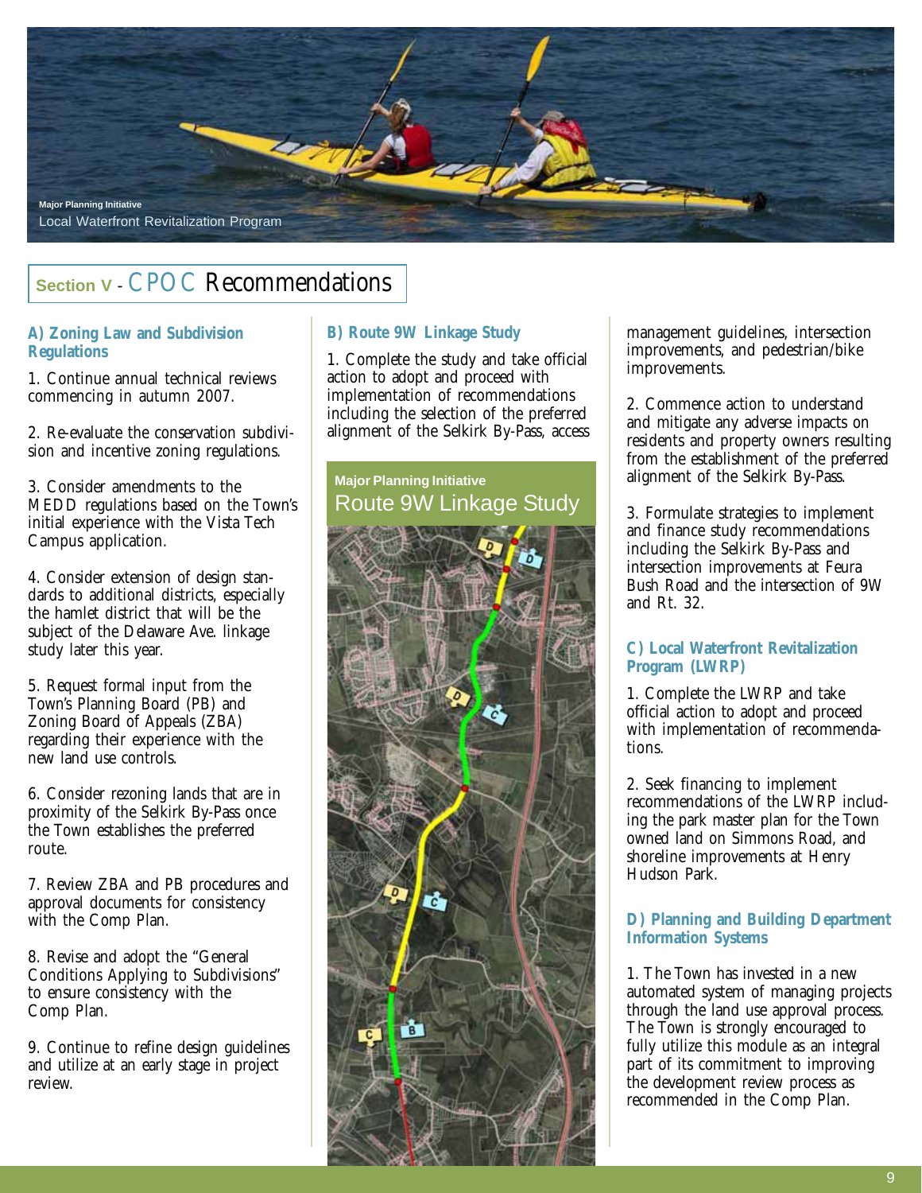Major Planning Initiative
Local Waterfront Revitalization Program

## Section V - CPOC Recommendations

### A) Zoning Law and Subdivision Regulations

1. Continue annual technical reviews commencing in autumn 2007.

2. Re-evaluate the conservation subdivision and incentive zoning regulations.

3. Consider amendments to the MEDD regulations based on the Town's initial experience with the Vista Tech Campus application.

4. Consider extension of design standards to additional districts, especially the hamlet district that will be the subject of the Delaware Ave. linkage study later this year.

5. Request formal input from the Town's Planning Board (PB) and Zoning Board of Appeals (ZBA) regarding their experience with the new land use controls.

6. Consider rezoning lands that are in proximity of the Selkirk By-Pass once the Town establishes the preferred route.

7. Review ZBA and PB procedures and approval documents for consistency with the Comp Plan.

8. Revise and adopt the "General Conditions Applying to Subdivisions" to ensure consistency with the Comp Plan.

9. Continue to refine design guidelines and utilize at an early stage in project review.

### B) Route 9W Linkage Study

1. Complete the study and take official action to adopt and proceed with implementation of recommendations including the selection of the preferred alignment of the Selkirk By-Pass, access management guidelines, intersection improvements, and pedestrian/bike improvements.

2. Commence action to understand and mitigate any adverse impacts on residents and property owners resulting from the establishment of the preferred alignment of the Selkirk By-Pass.

3. Formulate strategies to implement and finance study recommendations including the Selkirk By-Pass and intersection improvements at Feura Bush Road and the intersection of 9W and Rt. 32.

Major Planning Initiative
Route 9W Linkage Study

### C) Local Waterfront Revitalization Program (LWRP)

1. Complete the LWRP and take official action to adopt and proceed with implementation of recommendations.

2. Seek financing to implement recommendations of the LWRP including the park master plan for the Town owned land on Simmons Road, and shoreline improvements at Henry Hudson Park.

### D) Planning and Building Department Information Systems

1. The Town has invested in a new automated system of managing projects through the land use approval process. The Town is strongly encouraged to fully utilize this module as an integral part of its commitment to improving the development review process as recommended in the Comp Plan.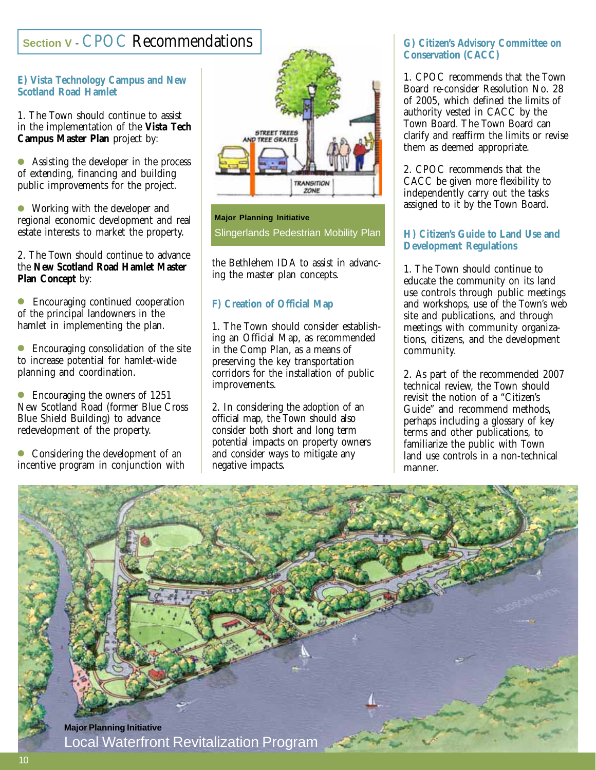# Section V - CPOC Recommendations

### E) Vista Technology Campus and New Scotland Road Hamlet

1. The Town should continue to assist in the implementation of the **Vista Tech Campus Master Plan** project by:

- Assisting the developer in the process of extending, financing and building public improvements for the project.
- Working with the developer and regional economic development and real estate interests to market the property.

2. The Town should continue to advance the **New Scotland Road Hamlet Master Plan Concept** by:

- Encouraging continued cooperation of the principal landowners in the hamlet in implementing the plan.
- Encouraging consolidation of the site to increase potential for hamlet-wide planning and coordination.
- Encouraging the owners of 1251 New Scotland Road (former Blue Cross Blue Shield Building) to advance redevelopment of the property.
- Considering the development of an incentive program in conjunction with the Bethlehem IDA to assist in advancing the master plan concepts.

**Major Planning Initiative**
Slingerlands Pedestrian Mobility Plan

### F) Creation of Official Map

1. The Town should consider establishing an Official Map, as recommended in the Comp Plan, as a means of preserving the key transportation corridors for the installation of public improvements.

2. In considering the adoption of an official map, the Town should also consider both short and long term potential impacts on property owners and consider ways to mitigate any negative impacts.

### G) Citizen's Advisory Committee on Conservation (CACC)

1. CPOC recommends that the Town Board re-consider Resolution No. 28 of 2005, which defined the limits of authority vested in CACC by the Town Board. The Town Board can clarify and reaffirm the limits or revise them as deemed appropriate.

2. CPOC recommends that the CACC be given more flexibility to independently carry out the tasks assigned to it by the Town Board.

### H) Citizen's Guide to Land Use and Development Regulations

1. The Town should continue to educate the community on its land use controls through public meetings and workshops, use of the Town's web site and publications, and through meetings with community organizations, citizens, and the development community.

2. As part of the recommended 2007 technical review, the Town should revisit the notion of a "Citizen's Guide" and recommend methods, perhaps including a glossary of key terms and other publications, to familiarize the public with Town land use controls in a non-technical manner.

**Major Planning Initiative**
Local Waterfront Revitalization Program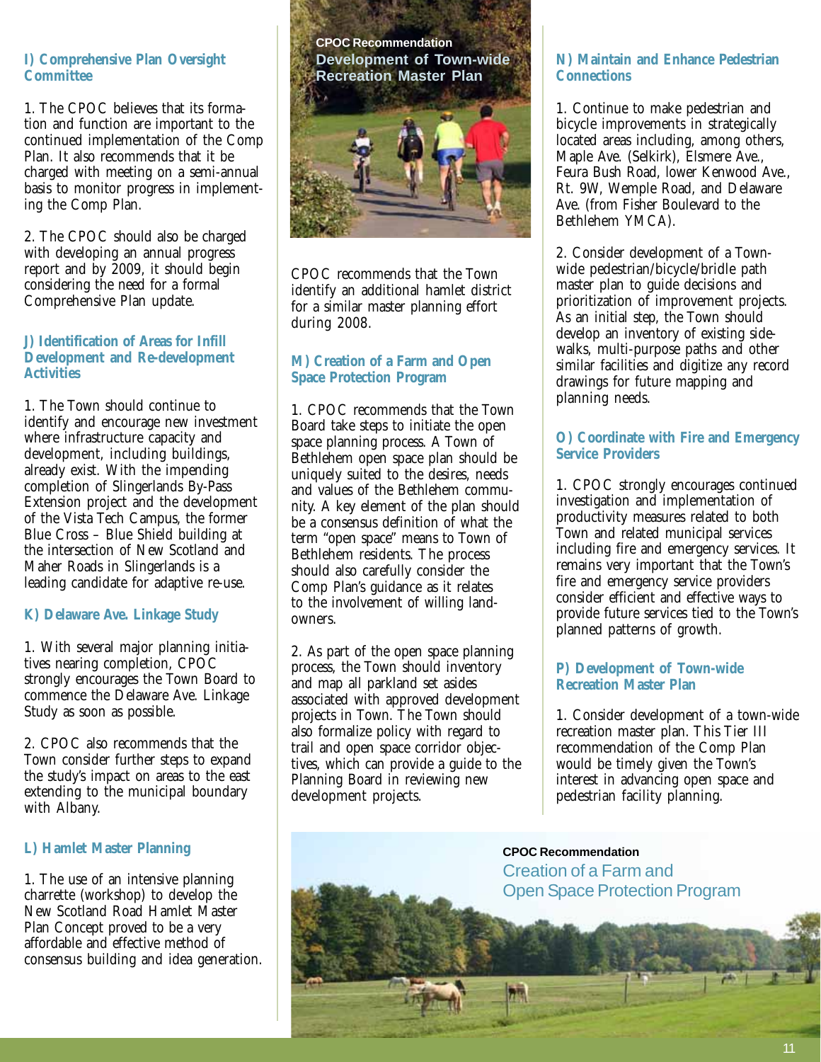## I) Comprehensive Plan Oversight Committee

1. The CPOC believes that its formation and function are important to the continued implementation of the Comp Plan. It also recommends that it be charged with meeting on a semi-annual basis to monitor progress in implementing the Comp Plan.

2. The CPOC should also be charged with developing an annual progress report and by 2009, it should begin considering the need for a formal Comprehensive Plan update.

## J) Identification of Areas for Infill Development and Re-development Activities

1. The Town should continue to identify and encourage new investment where infrastructure capacity and development, including buildings, already exist. With the impending completion of Slingerlands By-Pass Extension project and the development of the Vista Tech Campus, the former Blue Cross – Blue Shield building at the intersection of New Scotland and Maher Roads in Slingerlands is a leading candidate for adaptive re-use.

## K) Delaware Ave. Linkage Study

1. With several major planning initiatives nearing completion, CPOC strongly encourages the Town Board to commence the Delaware Ave. Linkage Study as soon as possible.

2. CPOC also recommends that the Town consider further steps to expand the study's impact on areas to the east extending to the municipal boundary with Albany.

## L) Hamlet Master Planning

1. The use of an intensive planning charrette (workshop) to develop the New Scotland Road Hamlet Master Plan Concept proved to be a very affordable and effective method of consensus building and idea generation.

**CPOC Recommendation**
Development of Town-wide Recreation Master Plan

CPOC recommends that the Town identify an additional hamlet district for a similar master planning effort during 2008.

## M) Creation of a Farm and Open Space Protection Program

1. CPOC recommends that the Town Board take steps to initiate the open space planning process. A Town of Bethlehem open space plan should be uniquely suited to the desires, needs and values of the Bethlehem community. A key element of the plan should be a consensus definition of what the term "open space" means to Town of Bethlehem residents. The process should also carefully consider the Comp Plan's guidance as it relates to the involvement of willing landowners.

2. As part of the open space planning process, the Town should inventory and map all parkland set asides associated with approved development projects in Town. The Town should also formalize policy with regard to trail and open space corridor objectives, which can provide a guide to the Planning Board in reviewing new development projects.

## N) Maintain and Enhance Pedestrian Connections

1. Continue to make pedestrian and bicycle improvements in strategically located areas including, among others, Maple Ave. (Selkirk), Elsmere Ave., Feura Bush Road, lower Kenwood Ave., Rt. 9W, Wemple Road, and Delaware Ave. (from Fisher Boulevard to the Bethlehem YMCA).

2. Consider development of a Town-wide pedestrian/bicycle/bridle path master plan to guide decisions and prioritization of improvement projects. As an initial step, the Town should develop an inventory of existing sidewalks, multi-purpose paths and other similar facilities and digitize any record drawings for future mapping and planning needs.

## O) Coordinate with Fire and Emergency Service Providers

1. CPOC strongly encourages continued investigation and implementation of productivity measures related to both Town and related municipal services including fire and emergency services. It remains very important that the Town's fire and emergency service providers consider efficient and effective ways to provide future services tied to the Town's planned patterns of growth.

## P) Development of Town-wide Recreation Master Plan

1. Consider development of a town-wide recreation master plan. This Tier III recommendation of the Comp Plan would be timely given the Town's interest in advancing open space and pedestrian facility planning.

**CPOC Recommendation**
Creation of a Farm and Open Space Protection Program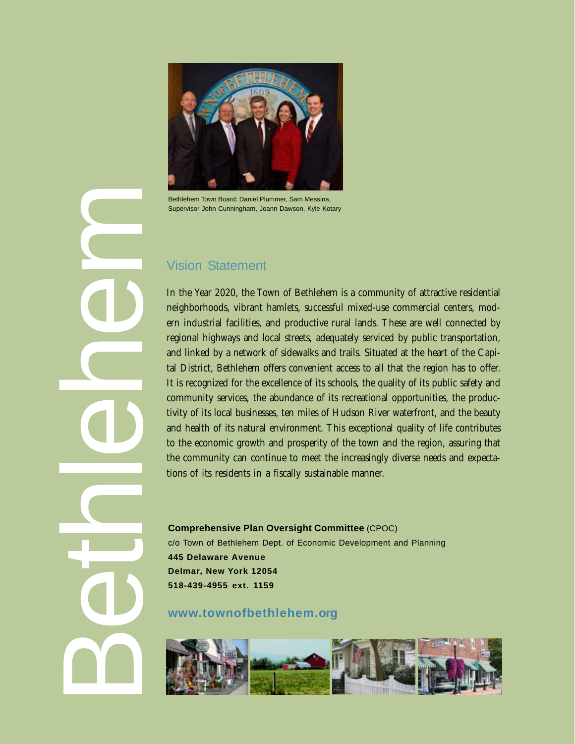Bethlehem

Bethlehem Town Board: Daniel Plummer, Sam Messina, Supervisor John Cunningham, Joann Dawson, Kyle Kotary

## Vision Statement

In the Year 2020, the Town of Bethlehem is a community of attractive residential neighborhoods, vibrant hamlets, successful mixed-use commercial centers, modern industrial facilities, and productive rural lands. These are well connected by regional highways and local streets, adequately serviced by public transportation, and linked by a network of sidewalks and trails. Situated at the heart of the Capital District, Bethlehem offers convenient access to all that the region has to offer. It is recognized for the excellence of its schools, the quality of its public safety and community services, the abundance of its recreational opportunities, the productivity of its local businesses, ten miles of Hudson River waterfront, and the beauty and health of its natural environment. This exceptional quality of life contributes to the economic growth and prosperity of the town and the region, assuring that the community can continue to meet the increasingly diverse needs and expectations of its residents in a fiscally sustainable manner.

**Comprehensive Plan Oversight Committee** (CPOC)
c/o Town of Bethlehem Dept. of Economic Development and Planning
**445 Delaware Avenue**
**Delmar, New York 12054**
**518-439-4955 ext. 1159**

**www.townofbethlehem.org**